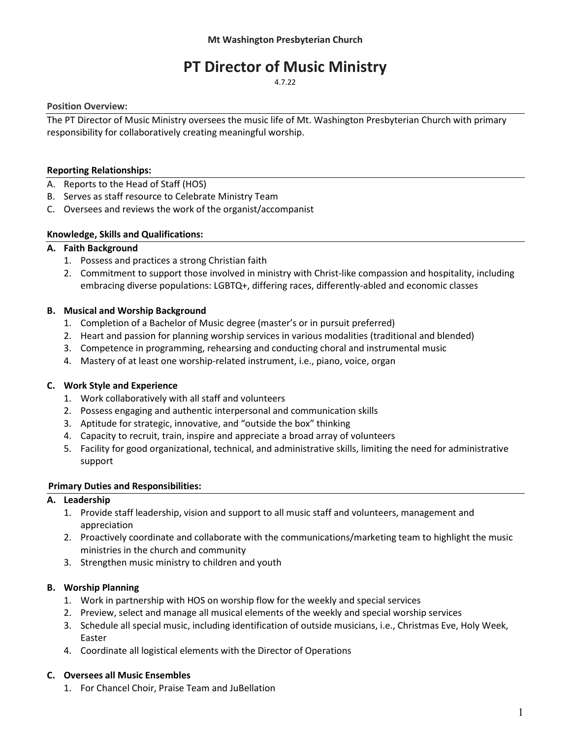**Mt Washington Presbyterian Church**

# PT Director of Music Ministry

4.7.22

**Position Overview:**

The PT Director of Music Ministry oversees the music life of Mt. Washington Presbyterian Church with primary responsibility for collaboratively creating meaningful worship.

**Reporting Relationships:**

A. Reports to the Head of Staff (HOS)
B. Serves as staff resource to Celebrate Ministry Team
C. Oversees and reviews the work of the organist/accompanist

**Knowledge, Skills and Qualifications:**

**A. Faith Background**

1. Possess and practices a strong Christian faith
2. Commitment to support those involved in ministry with Christ-like compassion and hospitality, including embracing diverse populations: LGBTQ+, differing races, differently-abled and economic classes

**B. Musical and Worship Background**

1. Completion of a Bachelor of Music degree (master's or in pursuit preferred)
2. Heart and passion for planning worship services in various modalities (traditional and blended)
3. Competence in programming, rehearsing and conducting choral and instrumental music
4. Mastery of at least one worship-related instrument, i.e., piano, voice, organ

**C. Work Style and Experience**

1. Work collaboratively with all staff and volunteers
2. Possess engaging and authentic interpersonal and communication skills
3. Aptitude for strategic, innovative, and "outside the box" thinking
4. Capacity to recruit, train, inspire and appreciate a broad array of volunteers
5. Facility for good organizational, technical, and administrative skills, limiting the need for administrative support

**Primary Duties and Responsibilities:**

**A. Leadership**

1. Provide staff leadership, vision and support to all music staff and volunteers, management and appreciation
2. Proactively coordinate and collaborate with the communications/marketing team to highlight the music ministries in the church and community
3. Strengthen music ministry to children and youth

**B. Worship Planning**

1. Work in partnership with HOS on worship flow for the weekly and special services
2. Preview, select and manage all musical elements of the weekly and special worship services
3. Schedule all special music, including identification of outside musicians, i.e., Christmas Eve, Holy Week, Easter
4. Coordinate all logistical elements with the Director of Operations

**C. Oversees all Music Ensembles**

1. For Chancel Choir, Praise Team and JuBellation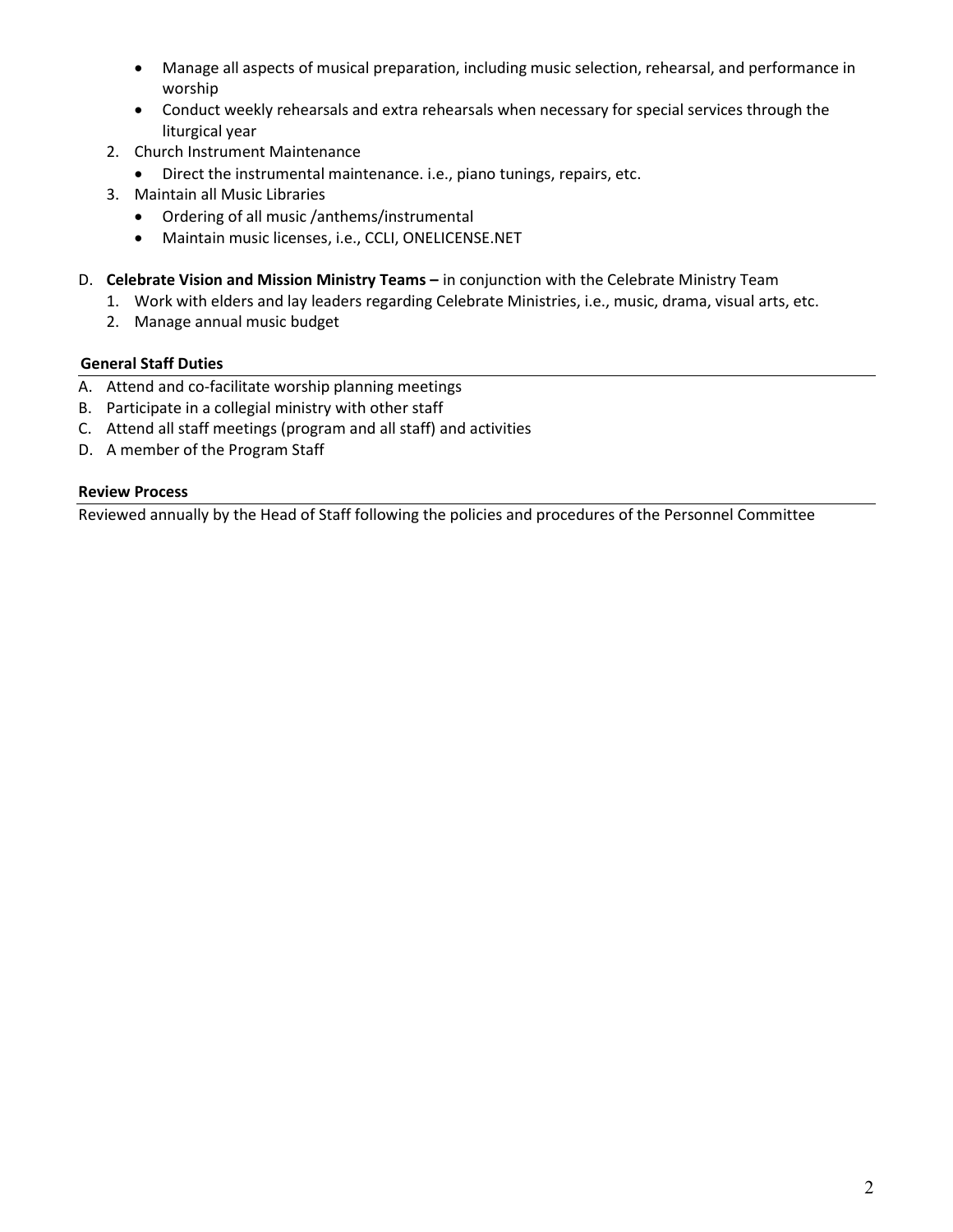- Manage all aspects of musical preparation, including music selection, rehearsal, and performance in worship
- Conduct weekly rehearsals and extra rehearsals when necessary for special services through the liturgical year

2. Church Instrument Maintenance
   - Direct the instrumental maintenance. i.e., piano tunings, repairs, etc.
3. Maintain all Music Libraries
   - Ordering of all music /anthems/instrumental
   - Maintain music licenses, i.e., CCLI, ONELICENSE.NET

D. **Celebrate Vision and Mission Ministry Teams –** in conjunction with the Celebrate Ministry Team

1. Work with elders and lay leaders regarding Celebrate Ministries, i.e., music, drama, visual arts, etc.
2. Manage annual music budget

**General Staff Duties**

A. Attend and co-facilitate worship planning meetings
B. Participate in a collegial ministry with other staff
C. Attend all staff meetings (program and all staff) and activities
D. A member of the Program Staff

**Review Process**

Reviewed annually by the Head of Staff following the policies and procedures of the Personnel Committee